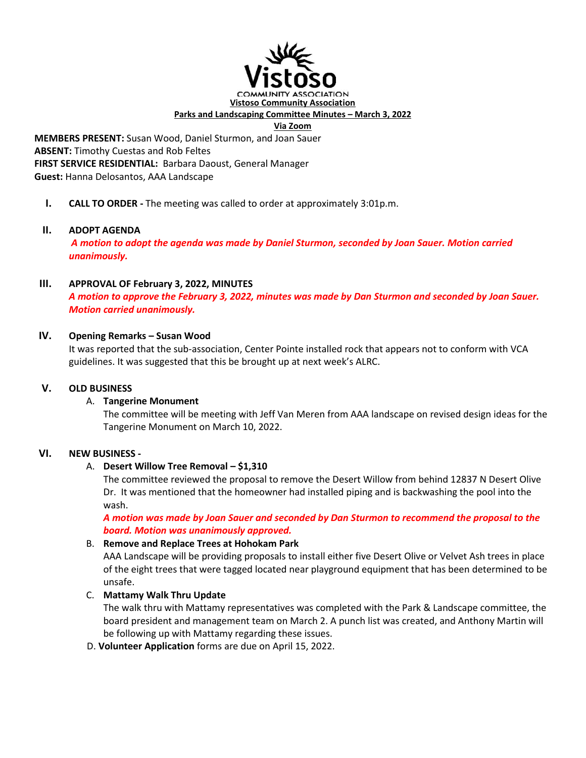Vistoso

COMMUNITY ASSOCIATION

**Vistoso Community Association**

**Parks and Landscaping Committee Minutes – March 3, 2022**

**Via Zoom**

**MEMBERS PRESENT:** Susan Wood, Daniel Sturmon, and Joan Sauer
**ABSENT:** Timothy Cuestas and Rob Feltes
**FIRST SERVICE RESIDENTIAL:** Barbara Daoust, General Manager
**Guest:** Hanna Delosantos, AAA Landscape

I. **CALL TO ORDER -** The meeting was called to order at approximately 3:01p.m.

II. **ADOPT AGENDA**
***A motion to adopt the agenda was made by Daniel Sturmon, seconded by Joan Sauer. Motion carried unanimously.***

III. **APPROVAL OF February 3, 2022, MINUTES**
***A motion to approve the February 3, 2022, minutes was made by Dan Sturmon and seconded by Joan Sauer. Motion carried unanimously.***

IV. **Opening Remarks – Susan Wood**
It was reported that the sub-association, Center Pointe installed rock that appears not to conform with VCA guidelines. It was suggested that this be brought up at next week's ALRC.

V. **OLD BUSINESS**

A. **Tangerine Monument**
The committee will be meeting with Jeff Van Meren from AAA landscape on revised design ideas for the Tangerine Monument on March 10, 2022.

VI. **NEW BUSINESS -**

A. **Desert Willow Tree Removal – $1,310**
The committee reviewed the proposal to remove the Desert Willow from behind 12837 N Desert Olive Dr. It was mentioned that the homeowner had installed piping and is backwashing the pool into the wash.
***A motion was made by Joan Sauer and seconded by Dan Sturmon to recommend the proposal to the board. Motion was unanimously approved.***

B. **Remove and Replace Trees at Hohokam Park**
AAA Landscape will be providing proposals to install either five Desert Olive or Velvet Ash trees in place of the eight trees that were tagged located near playground equipment that has been determined to be unsafe.

C. **Mattamy Walk Thru Update**
The walk thru with Mattamy representatives was completed with the Park & Landscape committee, the board president and management team on March 2. A punch list was created, and Anthony Martin will be following up with Mattamy regarding these issues.

D. **Volunteer Application** forms are due on April 15, 2022.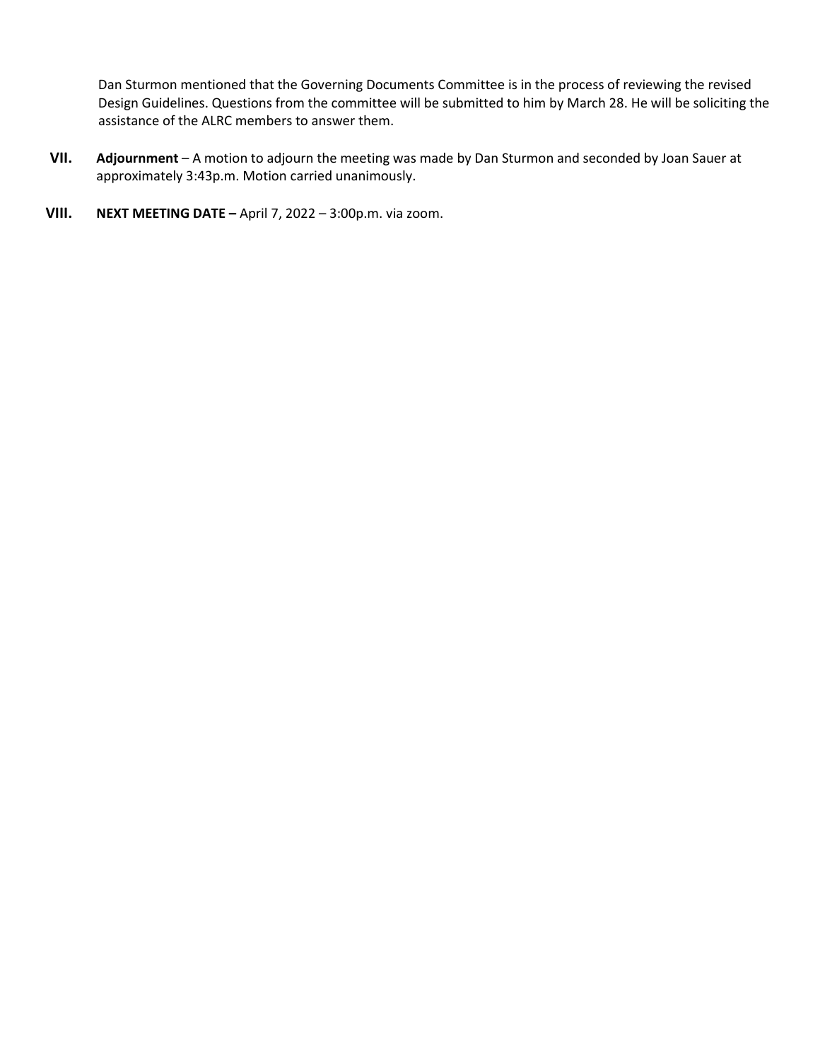Dan Sturmon mentioned that the Governing Documents Committee is in the process of reviewing the revised Design Guidelines. Questions from the committee will be submitted to him by March 28. He will be soliciting the assistance of the ALRC members to answer them.

**VII.** **Adjournment** – A motion to adjourn the meeting was made by Dan Sturmon and seconded by Joan Sauer at approximately 3:43p.m. Motion carried unanimously.

**VIII.** **NEXT MEETING DATE –** April 7, 2022 – 3:00p.m. via zoom.